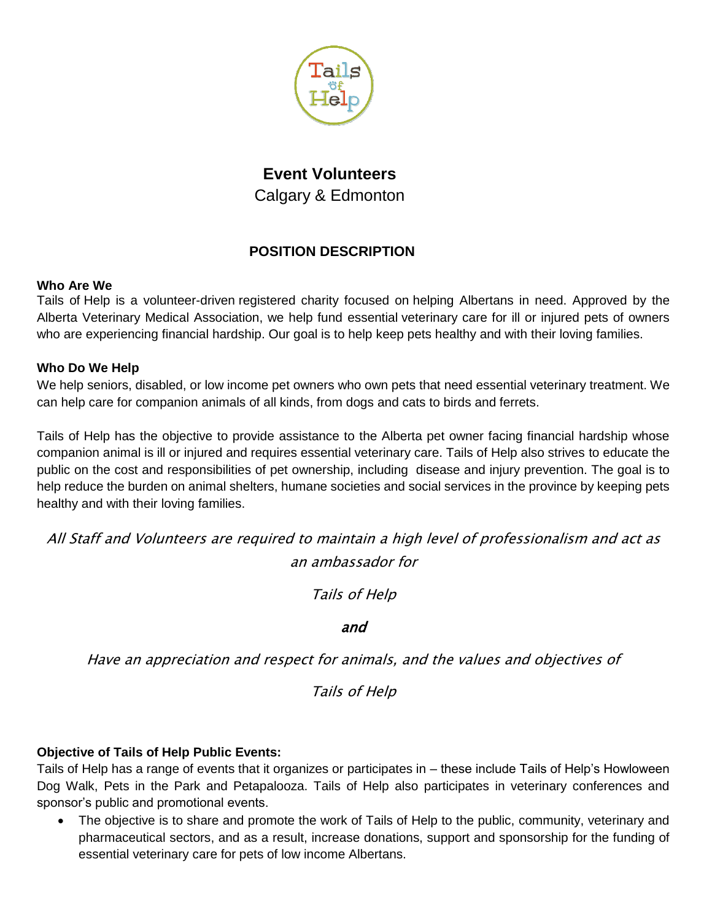# Event Volunteers

Calgary & Edmonton

## POSITION DESCRIPTION

**Who Are We**

Tails of Help is a volunteer-driven registered charity focused on helping Albertans in need. Approved by the Alberta Veterinary Medical Association, we help fund essential veterinary care for ill or injured pets of owners who are experiencing financial hardship. Our goal is to help keep pets healthy and with their loving families.

**Who Do We Help**

We help seniors, disabled, or low income pet owners who own pets that need essential veterinary treatment. We can help care for companion animals of all kinds, from dogs and cats to birds and ferrets.

Tails of Help has the objective to provide assistance to the Alberta pet owner facing financial hardship whose companion animal is ill or injured and requires essential veterinary care. Tails of Help also strives to educate the public on the cost and responsibilities of pet ownership, including disease and injury prevention. The goal is to help reduce the burden on animal shelters, humane societies and social services in the province by keeping pets healthy and with their loving families.

*All Staff and Volunteers are required to maintain a high level of professionalism and act as an ambassador for*

*Tails of Help*

***and***

*Have an appreciation and respect for animals, and the values and objectives of*

*Tails of Help*

**Objective of Tails of Help Public Events:**

Tails of Help has a range of events that it organizes or participates in – these include Tails of Help's Howloween Dog Walk, Pets in the Park and Petapalooza. Tails of Help also participates in veterinary conferences and sponsor's public and promotional events.

- The objective is to share and promote the work of Tails of Help to the public, community, veterinary and pharmaceutical sectors, and as a result, increase donations, support and sponsorship for the funding of essential veterinary care for pets of low income Albertans.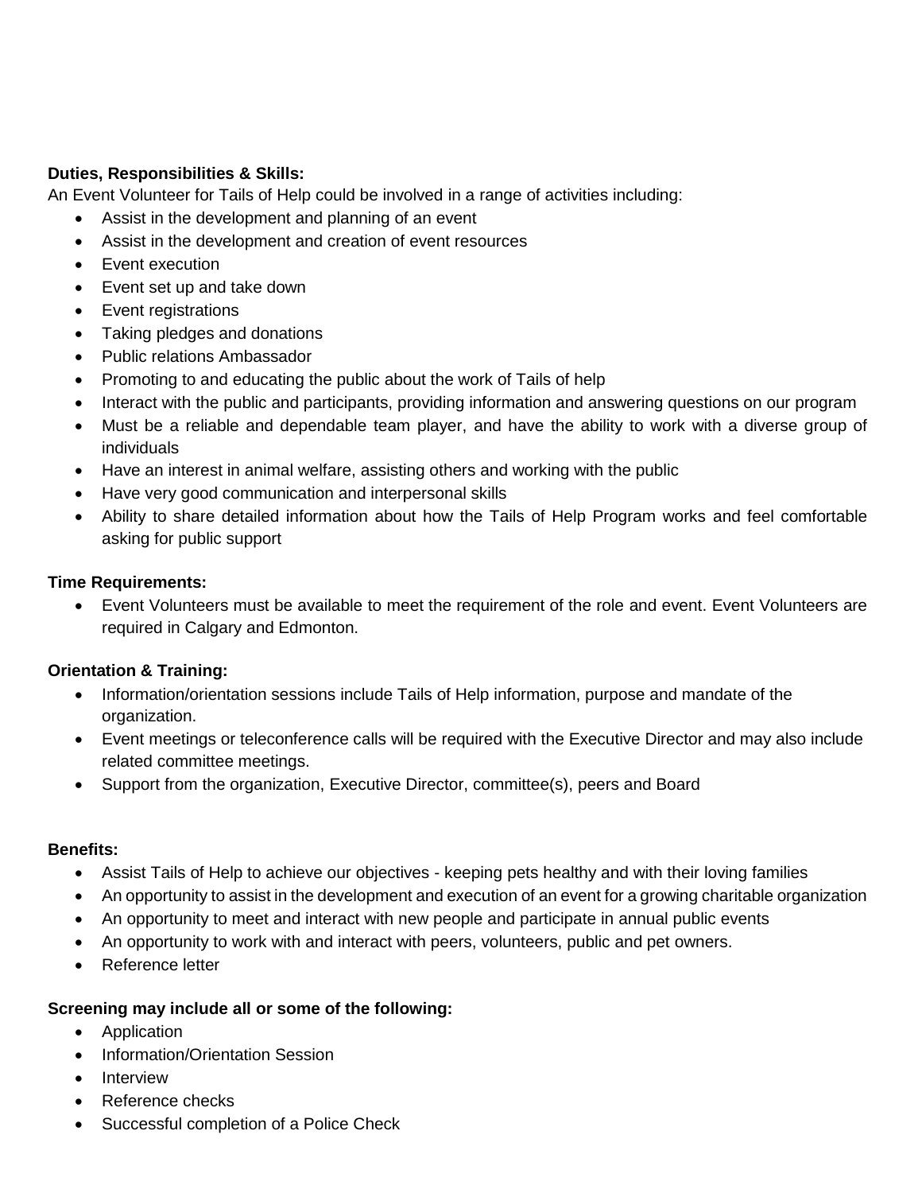**Duties, Responsibilities & Skills:**

An Event Volunteer for Tails of Help could be involved in a range of activities including:

- Assist in the development and planning of an event
- Assist in the development and creation of event resources
- Event execution
- Event set up and take down
- Event registrations
- Taking pledges and donations
- Public relations Ambassador
- Promoting to and educating the public about the work of Tails of help
- Interact with the public and participants, providing information and answering questions on our program
- Must be a reliable and dependable team player, and have the ability to work with a diverse group of individuals
- Have an interest in animal welfare, assisting others and working with the public
- Have very good communication and interpersonal skills
- Ability to share detailed information about how the Tails of Help Program works and feel comfortable asking for public support

**Time Requirements:**

- Event Volunteers must be available to meet the requirement of the role and event. Event Volunteers are required in Calgary and Edmonton.

**Orientation & Training:**

- Information/orientation sessions include Tails of Help information, purpose and mandate of the organization.
- Event meetings or teleconference calls will be required with the Executive Director and may also include related committee meetings.
- Support from the organization, Executive Director, committee(s), peers and Board

**Benefits:**

- Assist Tails of Help to achieve our objectives - keeping pets healthy and with their loving families
- An opportunity to assist in the development and execution of an event for a growing charitable organization
- An opportunity to meet and interact with new people and participate in annual public events
- An opportunity to work with and interact with peers, volunteers, public and pet owners.
- Reference letter

**Screening may include all or some of the following:**

- Application
- Information/Orientation Session
- Interview
- Reference checks
- Successful completion of a Police Check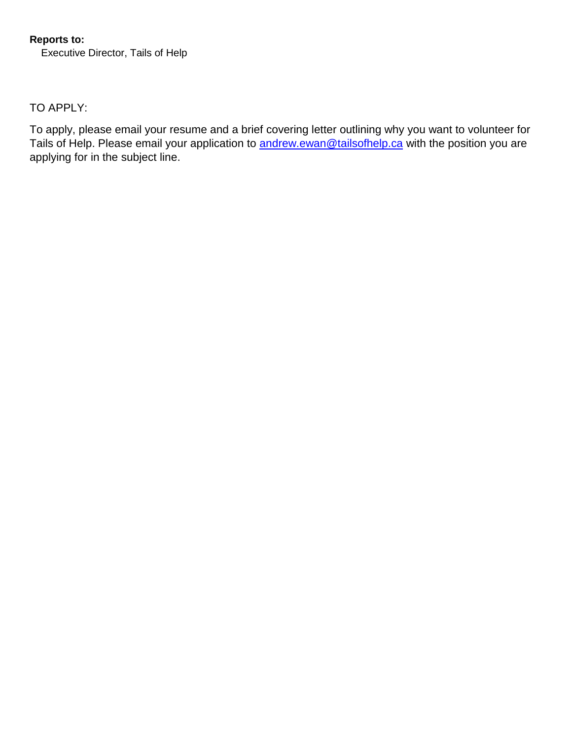**Reports to:**

Executive Director, Tails of Help

TO APPLY:

To apply, please email your resume and a brief covering letter outlining why you want to volunteer for Tails of Help. Please email your application to [andrew.ewan@tailsofhelp.ca](mailto:andrew.ewan@tailsofhelp.ca) with the position you are applying for in the subject line.